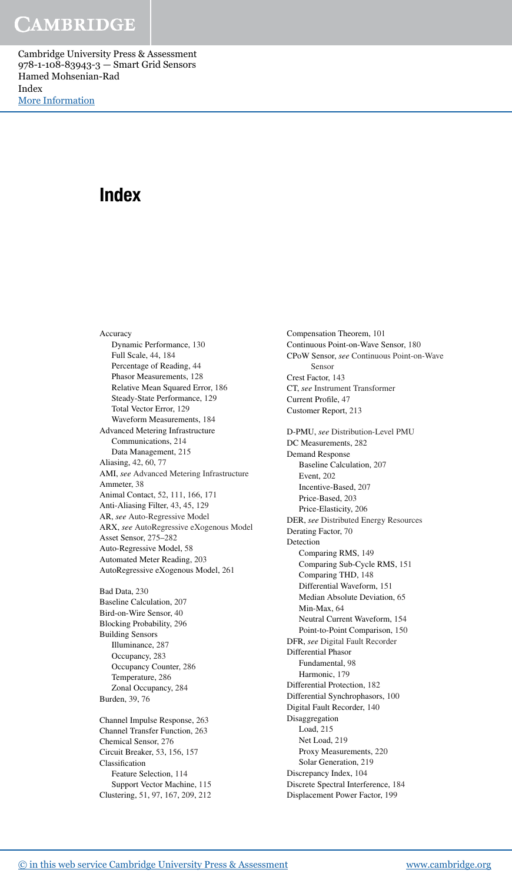# Index

Accuracy
- Dynamic Performance, 130
- Full Scale, 44, 184
- Percentage of Reading, 44
- Phasor Measurements, 128
- Relative Mean Squared Error, 186
- Steady-State Performance, 129
- Total Vector Error, 129
- Waveform Measurements, 184

Advanced Metering Infrastructure
- Communications, 214
- Data Management, 215

Aliasing, 42, 60, 77
AMI, *see* Advanced Metering Infrastructure
Ammeter, 38
Animal Contact, 52, 111, 166, 171
Anti-Aliasing Filter, 43, 45, 129
AR, *see* Auto-Regressive Model
ARX, *see* AutoRegressive eXogenous Model
Asset Sensor, 275–282
Auto-Regressive Model, 58
Automated Meter Reading, 203
AutoRegressive eXogenous Model, 261

Bad Data, 230
Baseline Calculation, 207
Bird-on-Wire Sensor, 40
Blocking Probability, 296
Building Sensors
- Illuminance, 287
- Occupancy, 283
- Occupancy Counter, 286
- Temperature, 286
- Zonal Occupancy, 284

Burden, 39, 76

Channel Impulse Response, 263
Channel Transfer Function, 263
Chemical Sensor, 276
Circuit Breaker, 53, 156, 157
Classification
- Feature Selection, 114
- Support Vector Machine, 115

Clustering, 51, 97, 167, 209, 212

Compensation Theorem, 101
Continuous Point-on-Wave Sensor, 180
CPoW Sensor, *see* Continuous Point-on-Wave Sensor
Crest Factor, 143
CT, *see* Instrument Transformer
Current Profile, 47
Customer Report, 213

D-PMU, *see* Distribution-Level PMU
DC Measurements, 282
Demand Response
- Baseline Calculation, 207
- Event, 202
- Incentive-Based, 207
- Price-Based, 203
- Price-Elasticity, 206

DER, *see* Distributed Energy Resources
Derating Factor, 70
Detection
- Comparing RMS, 149
- Comparing Sub-Cycle RMS, 151
- Comparing THD, 148
- Differential Waveform, 151
- Median Absolute Deviation, 65
- Min-Max, 64
- Neutral Current Waveform, 154
- Point-to-Point Comparison, 150

DFR, *see* Digital Fault Recorder
Differential Phasor
- Fundamental, 98
- Harmonic, 179

Differential Protection, 182
Differential Synchrophasors, 100
Digital Fault Recorder, 140
Disaggregation
- Load, 215
- Net Load, 219
- Proxy Measurements, 220
- Solar Generation, 219

Discrepancy Index, 104
Discrete Spectral Interference, 184
Displacement Power Factor, 199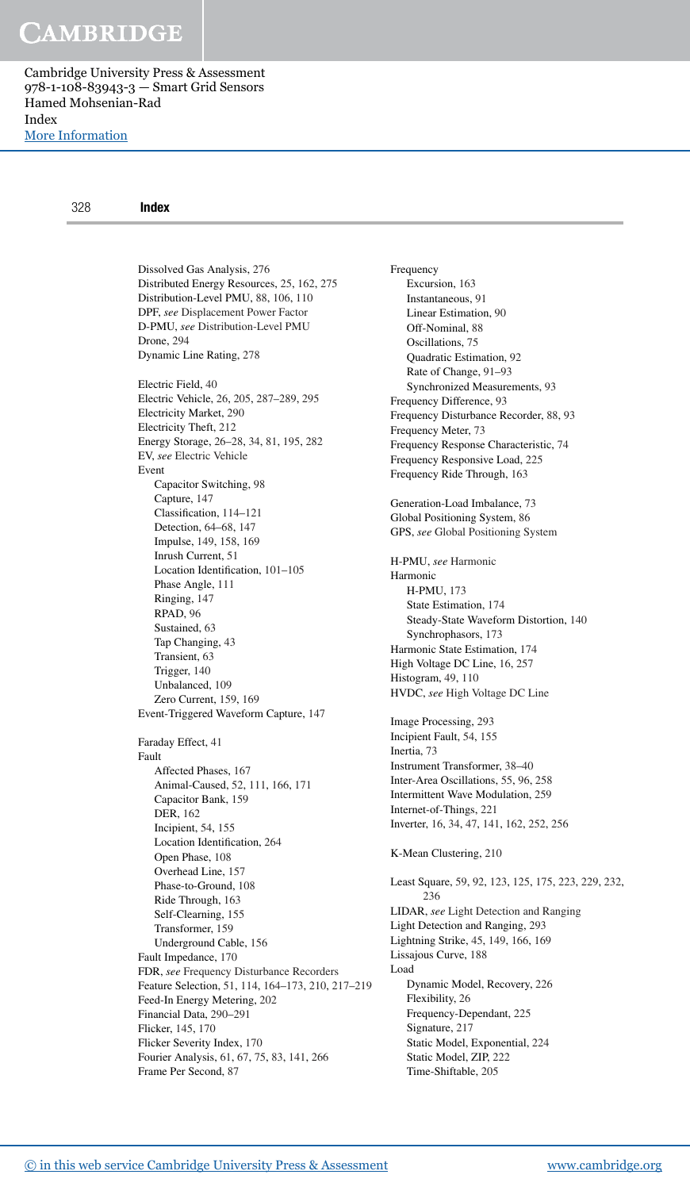## Index

Dissolved Gas Analysis, 276
Distributed Energy Resources, 25, 162, 275
Distribution-Level PMU, 88, 106, 110
DPF, *see* Displacement Power Factor
D-PMU, *see* Distribution-Level PMU
Drone, 294
Dynamic Line Rating, 278

Electric Field, 40
Electric Vehicle, 26, 205, 287–289, 295
Electricity Market, 290
Electricity Theft, 212
Energy Storage, 26–28, 34, 81, 195, 282
EV, *see* Electric Vehicle
Event
- Capacitor Switching, 98
- Capture, 147
- Classification, 114–121
- Detection, 64–68, 147
- Impulse, 149, 158, 169
- Inrush Current, 51
- Location Identification, 101–105
- Phase Angle, 111
- Ringing, 147
- RPAD, 96
- Sustained, 63
- Tap Changing, 43
- Transient, 63
- Trigger, 140
- Unbalanced, 109
- Zero Current, 159, 169

Event-Triggered Waveform Capture, 147

Faraday Effect, 41
Fault
- Affected Phases, 167
- Animal-Caused, 52, 111, 166, 171
- Capacitor Bank, 159
- DER, 162
- Incipient, 54, 155
- Location Identification, 264
- Open Phase, 108
- Overhead Line, 157
- Phase-to-Ground, 108
- Ride Through, 163
- Self-Clearning, 155
- Transformer, 159
- Underground Cable, 156

Fault Impedance, 170
FDR, *see* Frequency Disturbance Recorders
Feature Selection, 51, 114, 164–173, 210, 217–219
Feed-In Energy Metering, 202
Financial Data, 290–291
Flicker, 145, 170
Flicker Severity Index, 170
Fourier Analysis, 61, 67, 75, 83, 141, 266
Frame Per Second, 87

Frequency
- Excursion, 163
- Instantaneous, 91
- Linear Estimation, 90
- Off-Nominal, 88
- Oscillations, 75
- Quadratic Estimation, 92
- Rate of Change, 91–93
- Synchronized Measurements, 93

Frequency Difference, 93
Frequency Disturbance Recorder, 88, 93
Frequency Meter, 73
Frequency Response Characteristic, 74
Frequency Responsive Load, 225
Frequency Ride Through, 163

Generation-Load Imbalance, 73
Global Positioning System, 86
GPS, *see* Global Positioning System

H-PMU, *see* Harmonic
Harmonic
- H-PMU, 173
- State Estimation, 174
- Steady-State Waveform Distortion, 140
- Synchrophasors, 173

Harmonic State Estimation, 174
High Voltage DC Line, 16, 257
Histogram, 49, 110
HVDC, *see* High Voltage DC Line

Image Processing, 293
Incipient Fault, 54, 155
Inertia, 73
Instrument Transformer, 38–40
Inter-Area Oscillations, 55, 96, 258
Intermittent Wave Modulation, 259
Internet-of-Things, 221
Inverter, 16, 34, 47, 141, 162, 252, 256

K-Mean Clustering, 210

Least Square, 59, 92, 123, 125, 175, 223, 229, 232, 236
LIDAR, *see* Light Detection and Ranging
Light Detection and Ranging, 293
Lightning Strike, 45, 149, 166, 169
Lissajous Curve, 188
Load
- Dynamic Model, Recovery, 226
- Flexibility, 26
- Frequency-Dependant, 225
- Signature, 217
- Static Model, Exponential, 224
- Static Model, ZIP, 222
- Time-Shiftable, 205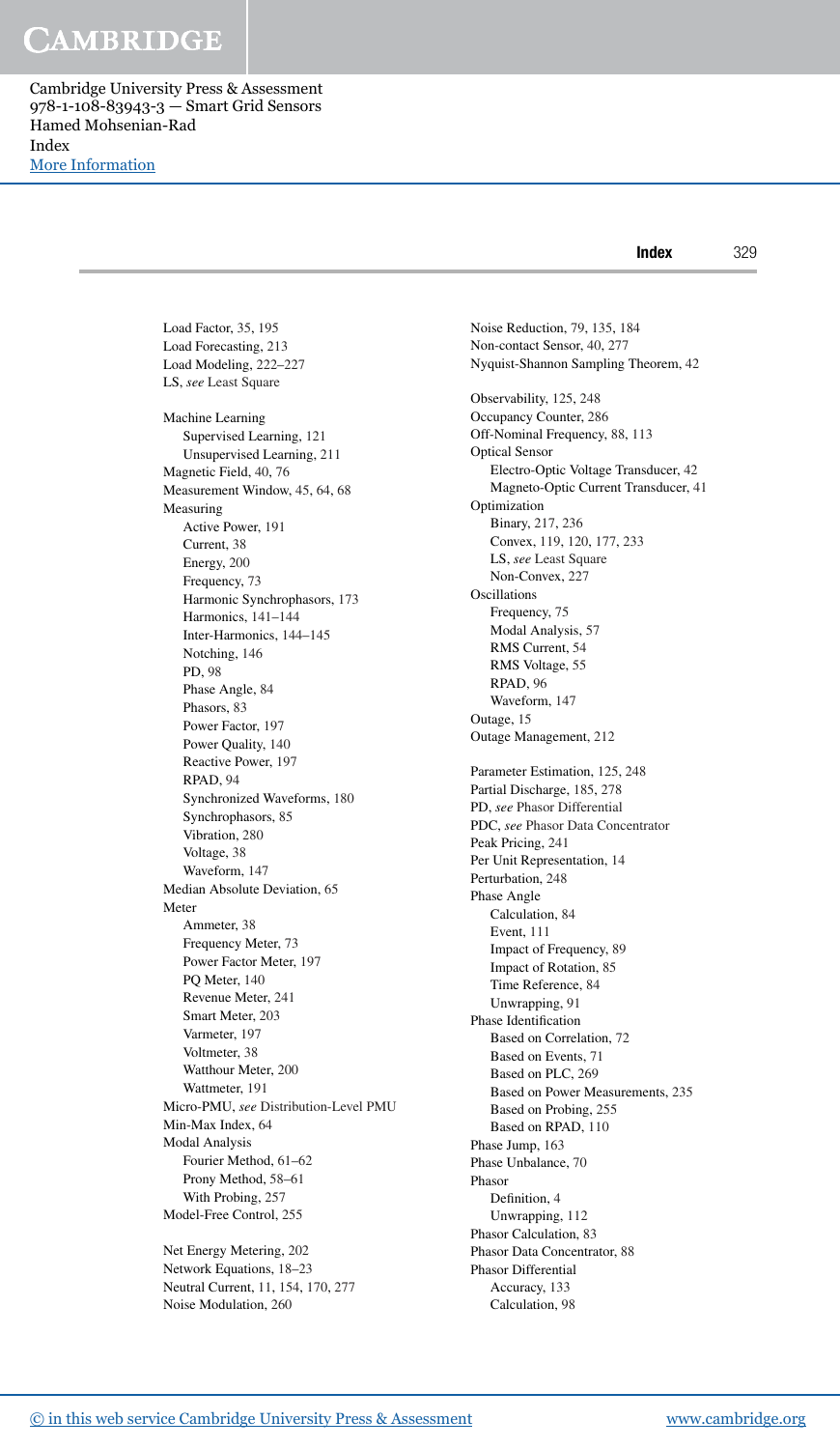Load Factor, 35, 195
Load Forecasting, 213
Load Modeling, 222–227
LS, *see* Least Square

Machine Learning
  Supervised Learning, 121
  Unsupervised Learning, 211
Magnetic Field, 40, 76
Measurement Window, 45, 64, 68
Measuring
  Active Power, 191
  Current, 38
  Energy, 200
  Frequency, 73
  Harmonic Synchrophasors, 173
  Harmonics, 141–144
  Inter-Harmonics, 144–145
  Notching, 146
  PD, 98
  Phase Angle, 84
  Phasors, 83
  Power Factor, 197
  Power Quality, 140
  Reactive Power, 197
  RPAD, 94
  Synchronized Waveforms, 180
  Synchrophasors, 85
  Vibration, 280
  Voltage, 38
  Waveform, 147
Median Absolute Deviation, 65
Meter
  Ammeter, 38
  Frequency Meter, 73
  Power Factor Meter, 197
  PQ Meter, 140
  Revenue Meter, 241
  Smart Meter, 203
  Varmeter, 197
  Voltmeter, 38
  Watthour Meter, 200
  Wattmeter, 191
Micro-PMU, *see* Distribution-Level PMU
Min-Max Index, 64
Modal Analysis
  Fourier Method, 61–62
  Prony Method, 58–61
  With Probing, 257
Model-Free Control, 255

Net Energy Metering, 202
Network Equations, 18–23
Neutral Current, 11, 154, 170, 277
Noise Modulation, 260
Noise Reduction, 79, 135, 184
Non-contact Sensor, 40, 277
Nyquist-Shannon Sampling Theorem, 42

Observability, 125, 248
Occupancy Counter, 286
Off-Nominal Frequency, 88, 113
Optical Sensor
  Electro-Optic Voltage Transducer, 42
  Magneto-Optic Current Transducer, 41
Optimization
  Binary, 217, 236
  Convex, 119, 120, 177, 233
  LS, *see* Least Square
  Non-Convex, 227
Oscillations
  Frequency, 75
  Modal Analysis, 57
  RMS Current, 54
  RMS Voltage, 55
  RPAD, 96
  Waveform, 147
Outage, 15
Outage Management, 212

Parameter Estimation, 125, 248
Partial Discharge, 185, 278
PD, *see* Phasor Differential
PDC, *see* Phasor Data Concentrator
Peak Pricing, 241
Per Unit Representation, 14
Perturbation, 248
Phase Angle
  Calculation, 84
  Event, 111
  Impact of Frequency, 89
  Impact of Rotation, 85
  Time Reference, 84
  Unwrapping, 91
Phase Identification
  Based on Correlation, 72
  Based on Events, 71
  Based on PLC, 269
  Based on Power Measurements, 235
  Based on Probing, 255
  Based on RPAD, 110
Phase Jump, 163
Phase Unbalance, 70
Phasor
  Definition, 4
  Unwrapping, 112
Phasor Calculation, 83
Phasor Data Concentrator, 88
Phasor Differential
  Accuracy, 133
  Calculation, 98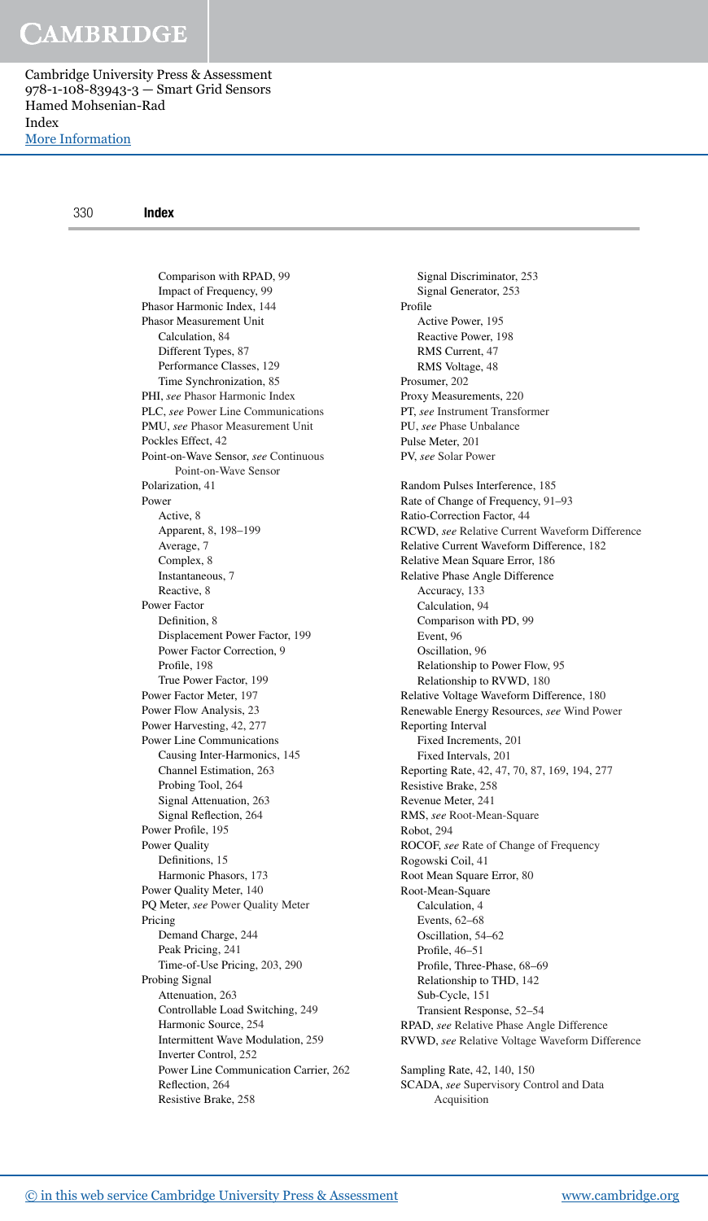Comparison with RPAD, 99
    Impact of Frequency, 99
Phasor Harmonic Index, 144
Phasor Measurement Unit
    Calculation, 84
    Different Types, 87
    Performance Classes, 129
    Time Synchronization, 85
PHI, *see* Phasor Harmonic Index
PLC, *see* Power Line Communications
PMU, *see* Phasor Measurement Unit
Pockles Effect, 42
Point-on-Wave Sensor, *see* Continuous Point-on-Wave Sensor
Polarization, 41
Power
    Active, 8
    Apparent, 8, 198–199
    Average, 7
    Complex, 8
    Instantaneous, 7
    Reactive, 8
Power Factor
    Definition, 8
    Displacement Power Factor, 199
    Power Factor Correction, 9
    Profile, 198
    True Power Factor, 199
Power Factor Meter, 197
Power Flow Analysis, 23
Power Harvesting, 42, 277
Power Line Communications
    Causing Inter-Harmonics, 145
    Channel Estimation, 263
    Probing Tool, 264
    Signal Attenuation, 263
    Signal Reflection, 264
Power Profile, 195
Power Quality
    Definitions, 15
    Harmonic Phasors, 173
Power Quality Meter, 140
PQ Meter, *see* Power Quality Meter
Pricing
    Demand Charge, 244
    Peak Pricing, 241
    Time-of-Use Pricing, 203, 290
Probing Signal
    Attenuation, 263
    Controllable Load Switching, 249
    Harmonic Source, 254
    Intermittent Wave Modulation, 259
    Inverter Control, 252
    Power Line Communication Carrier, 262
    Reflection, 264
    Resistive Brake, 258
    Signal Discriminator, 253
    Signal Generator, 253
Profile
    Active Power, 195
    Reactive Power, 198
    RMS Current, 47
    RMS Voltage, 48
Prosumer, 202
Proxy Measurements, 220
PT, *see* Instrument Transformer
PU, *see* Phase Unbalance
Pulse Meter, 201
PV, *see* Solar Power

Random Pulses Interference, 185
Rate of Change of Frequency, 91–93
Ratio-Correction Factor, 44
RCWD, *see* Relative Current Waveform Difference
Relative Current Waveform Difference, 182
Relative Mean Square Error, 186
Relative Phase Angle Difference
    Accuracy, 133
    Calculation, 94
    Comparison with PD, 99
    Event, 96
    Oscillation, 96
    Relationship to Power Flow, 95
    Relationship to RVWD, 180
Relative Voltage Waveform Difference, 180
Renewable Energy Resources, *see* Wind Power
Reporting Interval
    Fixed Increments, 201
    Fixed Intervals, 201
Reporting Rate, 42, 47, 70, 87, 169, 194, 277
Resistive Brake, 258
Revenue Meter, 241
RMS, *see* Root-Mean-Square
Robot, 294
ROCOF, *see* Rate of Change of Frequency
Rogowski Coil, 41
Root Mean Square Error, 80
Root-Mean-Square
    Calculation, 4
    Events, 62–68
    Oscillation, 54–62
    Profile, 46–51
    Profile, Three-Phase, 68–69
    Relationship to THD, 142
    Sub-Cycle, 151
    Transient Response, 52–54
RPAD, *see* Relative Phase Angle Difference
RVWD, *see* Relative Voltage Waveform Difference

Sampling Rate, 42, 140, 150
SCADA, *see* Supervisory Control and Data Acquisition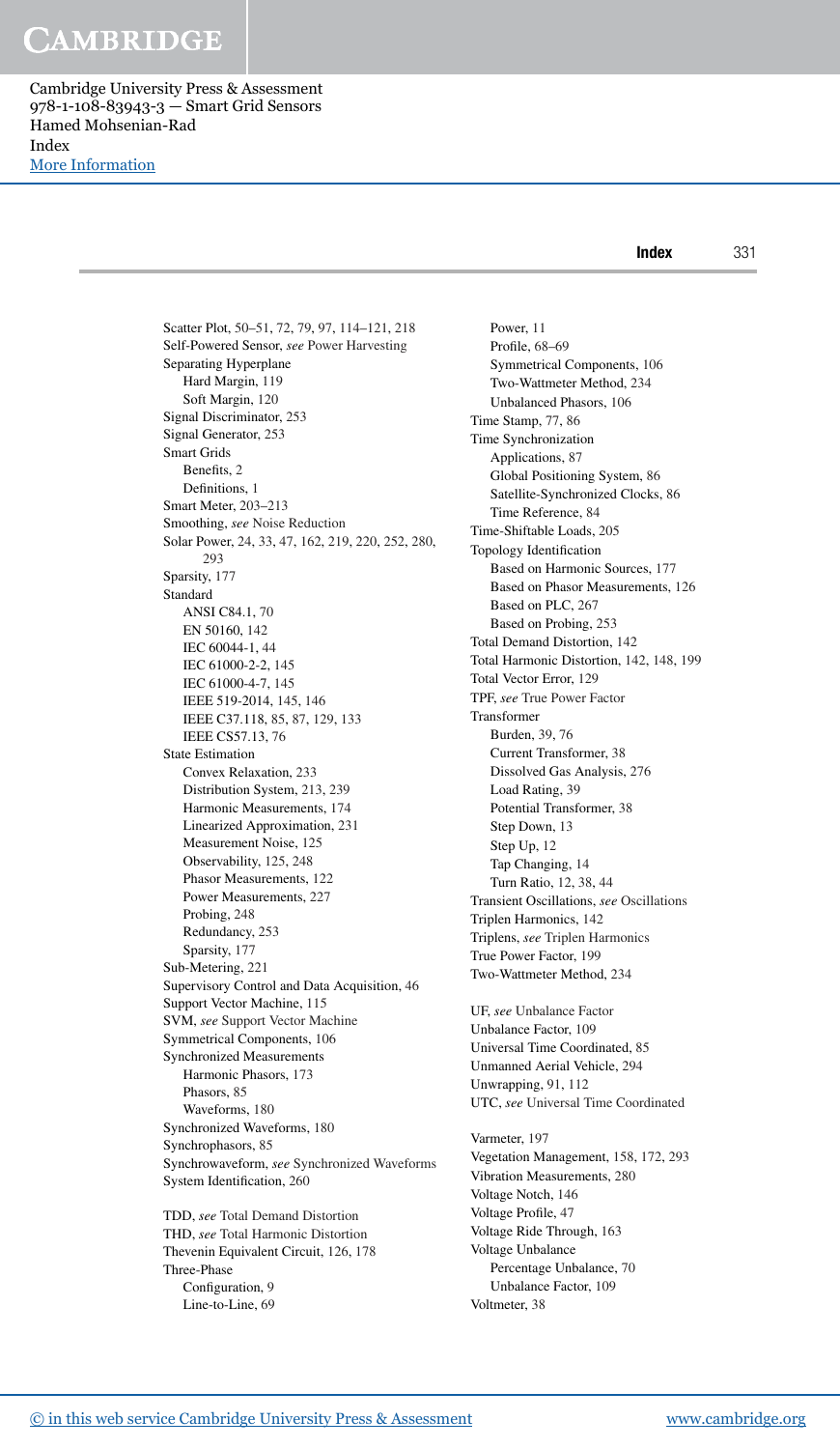Scatter Plot, 50–51, 72, 79, 97, 114–121, 218
Self-Powered Sensor, *see* Power Harvesting
Separating Hyperplane
- Hard Margin, 119
- Soft Margin, 120

Signal Discriminator, 253
Signal Generator, 253
Smart Grids
- Benefits, 2
- Definitions, 1

Smart Meter, 203–213
Smoothing, *see* Noise Reduction
Solar Power, 24, 33, 47, 162, 219, 220, 252, 280, 293
Sparsity, 177
Standard
- ANSI C84.1, 70
- EN 50160, 142
- IEC 60044-1, 44
- IEC 61000-2-2, 145
- IEC 61000-4-7, 145
- IEEE 519-2014, 145, 146
- IEEE C37.118, 85, 87, 129, 133
- IEEE CS57.13, 76

State Estimation
- Convex Relaxation, 233
- Distribution System, 213, 239
- Harmonic Measurements, 174
- Linearized Approximation, 231
- Measurement Noise, 125
- Observability, 125, 248
- Phasor Measurements, 122
- Power Measurements, 227
- Probing, 248
- Redundancy, 253
- Sparsity, 177

Sub-Metering, 221
Supervisory Control and Data Acquisition, 46
Support Vector Machine, 115
SVM, *see* Support Vector Machine
Symmetrical Components, 106
Synchronized Measurements
- Harmonic Phasors, 173
- Phasors, 85
- Waveforms, 180

Synchronized Waveforms, 180
Synchrophasors, 85
Synchrowaveform, *see* Synchronized Waveforms
System Identification, 260

TDD, *see* Total Demand Distortion
THD, *see* Total Harmonic Distortion
Thevenin Equivalent Circuit, 126, 178
Three-Phase
- Configuration, 9
- Line-to-Line, 69
- Power, 11
- Profile, 68–69
- Symmetrical Components, 106
- Two-Wattmeter Method, 234
- Unbalanced Phasors, 106

Time Stamp, 77, 86
Time Synchronization
- Applications, 87
- Global Positioning System, 86
- Satellite-Synchronized Clocks, 86
- Time Reference, 84

Time-Shiftable Loads, 205
Topology Identification
- Based on Harmonic Sources, 177
- Based on Phasor Measurements, 126
- Based on PLC, 267
- Based on Probing, 253

Total Demand Distortion, 142
Total Harmonic Distortion, 142, 148, 199
Total Vector Error, 129
TPF, *see* True Power Factor
Transformer
- Burden, 39, 76
- Current Transformer, 38
- Dissolved Gas Analysis, 276
- Load Rating, 39
- Potential Transformer, 38
- Step Down, 13
- Step Up, 12
- Tap Changing, 14
- Turn Ratio, 12, 38, 44

Transient Oscillations, *see* Oscillations
Triplen Harmonics, 142
Triplens, *see* Triplen Harmonics
True Power Factor, 199
Two-Wattmeter Method, 234

UF, *see* Unbalance Factor
Unbalance Factor, 109
Universal Time Coordinated, 85
Unmanned Aerial Vehicle, 294
Unwrapping, 91, 112
UTC, *see* Universal Time Coordinated

Varmeter, 197
Vegetation Management, 158, 172, 293
Vibration Measurements, 280
Voltage Notch, 146
Voltage Profile, 47
Voltage Ride Through, 163
Voltage Unbalance
- Percentage Unbalance, 70
- Unbalance Factor, 109

Voltmeter, 38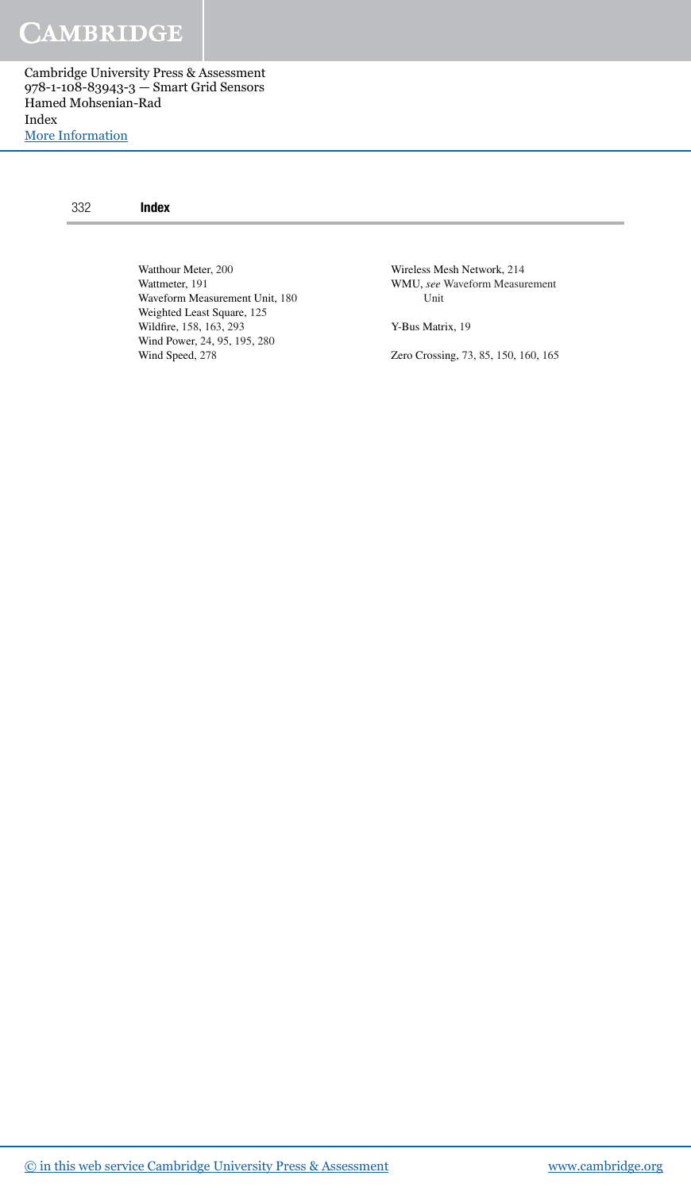Watthour Meter, 200
Wattmeter, 191
Waveform Measurement Unit, 180
Weighted Least Square, 125
Wildfire, 158, 163, 293
Wind Power, 24, 95, 195, 280
Wind Speed, 278
Wireless Mesh Network, 214
WMU, *see* Waveform Measurement Unit

Y-Bus Matrix, 19

Zero Crossing, 73, 85, 150, 160, 165